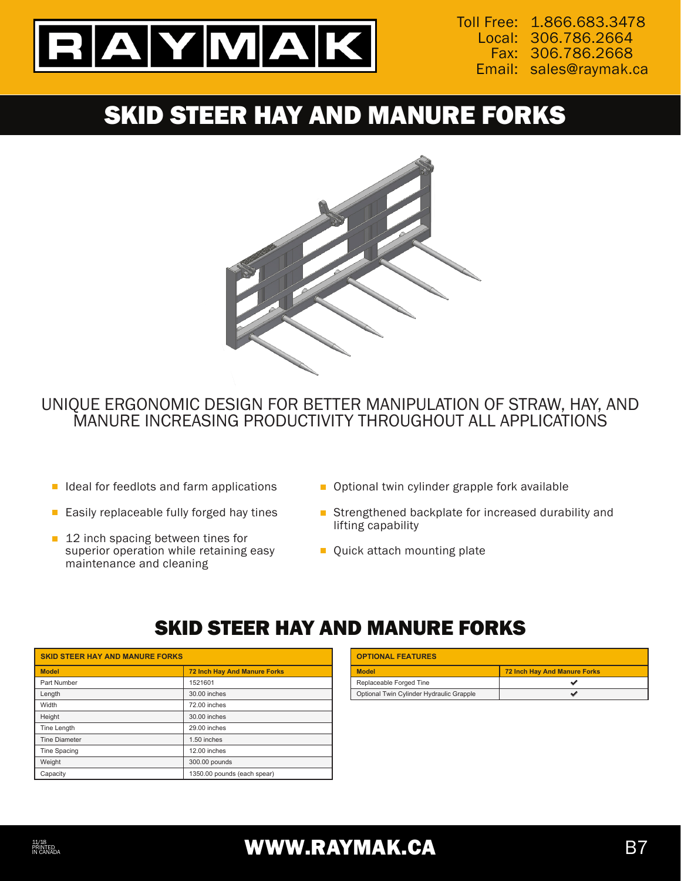**RAYMAK**

Toll Free: 1.866.683.3478
Local: 306.786.2664
Fax: 306.786.2668
Email: sales@raymak.ca

# SKID STEER HAY AND MANURE FORKS

UNIQUE ERGONOMIC DESIGN FOR BETTER MANIPULATION OF STRAW, HAY, AND MANURE INCREASING PRODUCTIVITY THROUGHOUT ALL APPLICATIONS

- Ideal for feedlots and farm applications
- Easily replaceable fully forged hay tines
- 12 inch spacing between tines for superior operation while retaining easy maintenance and cleaning
- Optional twin cylinder grapple fork available
- Strengthened backplate for increased durability and lifting capability
- Quick attach mounting plate

## SKID STEER HAY AND MANURE FORKS

| SKID STEER HAY AND MANURE FORKS | |
|---|---|
| **Model** | **72 Inch Hay And Manure Forks** |
| Part Number | 1521601 |
| Length | 30.00 inches |
| Width | 72.00 inches |
| Height | 30.00 inches |
| Tine Length | 29.00 inches |
| Tine Diameter | 1.50 inches |
| Tine Spacing | 12.00 inches |
| Weight | 300.00 pounds |
| Capacity | 1350.00 pounds (each spear) |

| OPTIONAL FEATURES | |
|---|---|
| **Model** | **72 Inch Hay And Manure Forks** |
| Replaceable Forged Tine | ✔ |
| Optional Twin Cylinder Hydraulic Grapple | ✔ |

11/18 PRINTED IN CANADA

WWW.RAYMAK.CA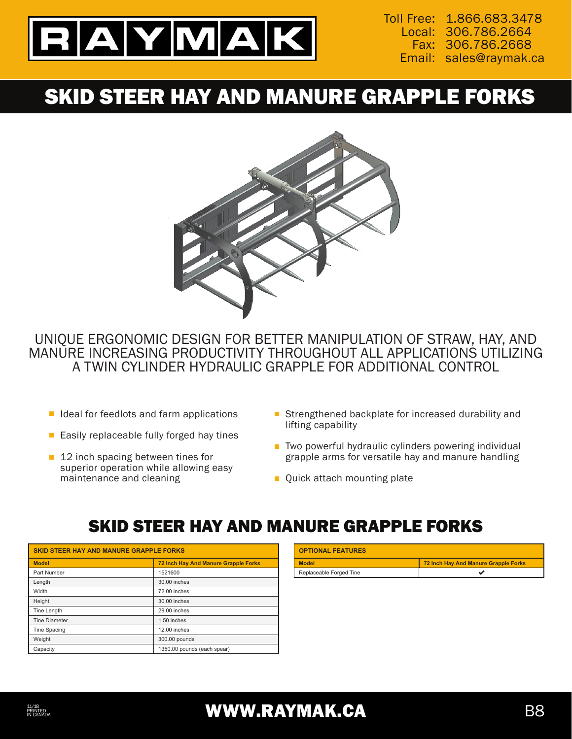RAYMAK

Toll Free: 1.866.683.3478
Local: 306.786.2664
Fax: 306.786.2668
Email: sales@raymak.ca

# SKID STEER HAY AND MANURE GRAPPLE FORKS

UNIQUE ERGONOMIC DESIGN FOR BETTER MANIPULATION OF STRAW, HAY, AND MANURE INCREASING PRODUCTIVITY THROUGHOUT ALL APPLICATIONS UTILIZING A TWIN CYLINDER HYDRAULIC GRAPPLE FOR ADDITIONAL CONTROL

- Ideal for feedlots and farm applications
- Easily replaceable fully forged hay tines
- 12 inch spacing between tines for superior operation while allowing easy maintenance and cleaning
- Strengthened backplate for increased durability and lifting capability
- Two powerful hydraulic cylinders powering individual grapple arms for versatile hay and manure handling
- Quick attach mounting plate

## SKID STEER HAY AND MANURE GRAPPLE FORKS

**SKID STEER HAY AND MANURE GRAPPLE FORKS**

| Model | 72 Inch Hay And Manure Grapple Forks |
| --- | --- |
| Part Number | 1521600 |
| Length | 30.00 inches |
| Width | 72.00 inches |
| Height | 30.00 inches |
| Tine Length | 29.00 inches |
| Tine Diameter | 1.50 inches |
| Tine Spacing | 12.00 inches |
| Weight | 300.00 pounds |
| Capacity | 1350.00 pounds (each spear) |

**OPTIONAL FEATURES**

| Model | 72 Inch Hay And Manure Grapple Forks |
| --- | --- |
| Replaceable Forged Tine | ✔ |

11/18 PRINTED IN CANADA

WWW.RAYMAK.CA